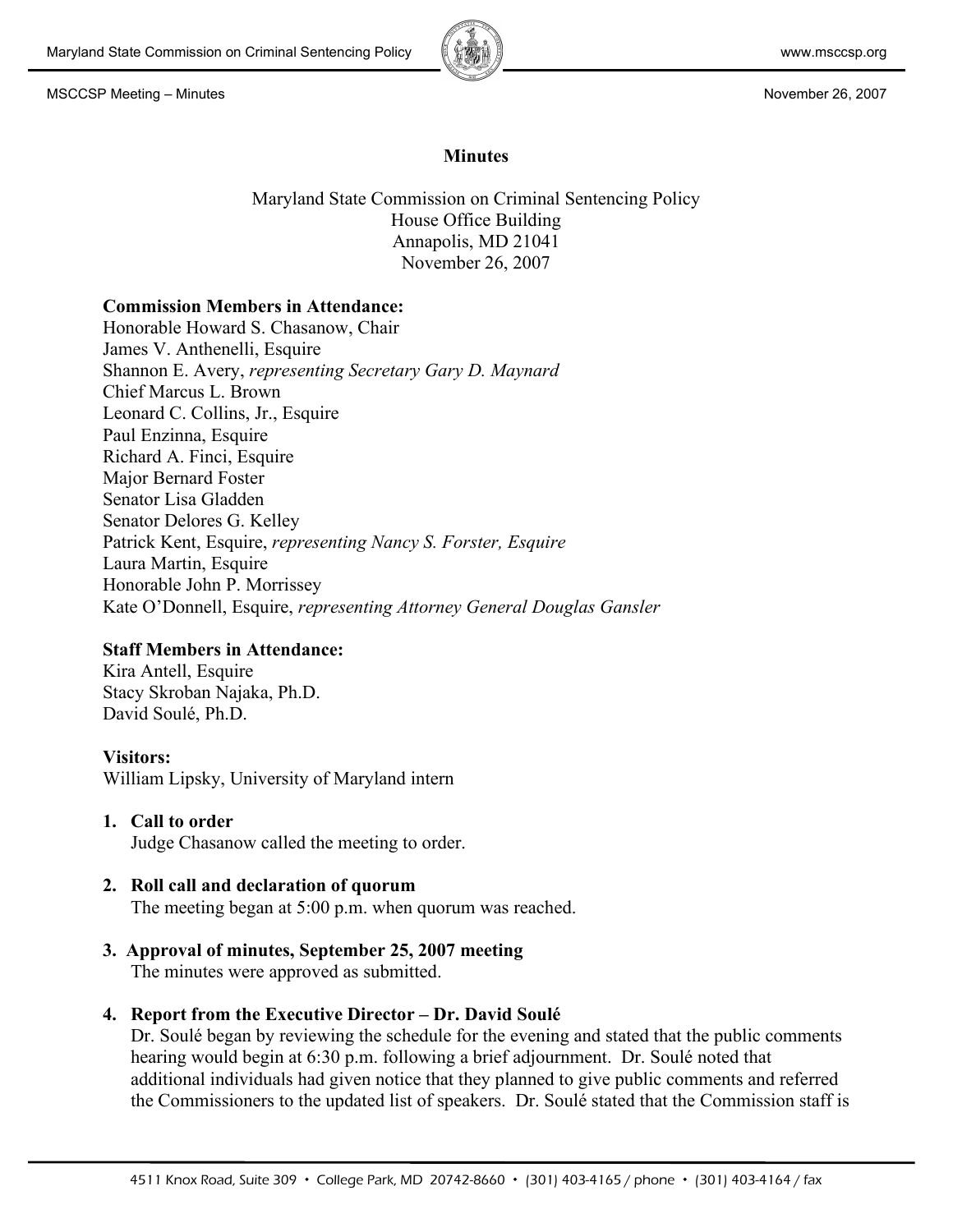# Minutes

Maryland State Commission on Criminal Sentencing Policy
House Office Building
Annapolis, MD 21041
November 26, 2007

**Commission Members in Attendance:**
Honorable Howard S. Chasanow, Chair
James V. Anthenelli, Esquire
Shannon E. Avery, *representing Secretary Gary D. Maynard*
Chief Marcus L. Brown
Leonard C. Collins, Jr., Esquire
Paul Enzinna, Esquire
Richard A. Finci, Esquire
Major Bernard Foster
Senator Lisa Gladden
Senator Delores G. Kelley
Patrick Kent, Esquire, *representing Nancy S. Forster, Esquire*
Laura Martin, Esquire
Honorable John P. Morrissey
Kate O'Donnell, Esquire, *representing Attorney General Douglas Gansler*

**Staff Members in Attendance:**
Kira Antell, Esquire
Stacy Skroban Najaka, Ph.D.
David Soulé, Ph.D.

**Visitors:**
William Lipsky, University of Maryland intern

1. **Call to order**
   Judge Chasanow called the meeting to order.

2. **Roll call and declaration of quorum**
   The meeting began at 5:00 p.m. when quorum was reached.

3. **Approval of minutes, September 25, 2007 meeting**
   The minutes were approved as submitted.

4. **Report from the Executive Director – Dr. David Soulé**
   Dr. Soulé began by reviewing the schedule for the evening and stated that the public comments hearing would begin at 6:30 p.m. following a brief adjournment. Dr. Soulé noted that additional individuals had given notice that they planned to give public comments and referred the Commissioners to the updated list of speakers. Dr. Soulé stated that the Commission staff is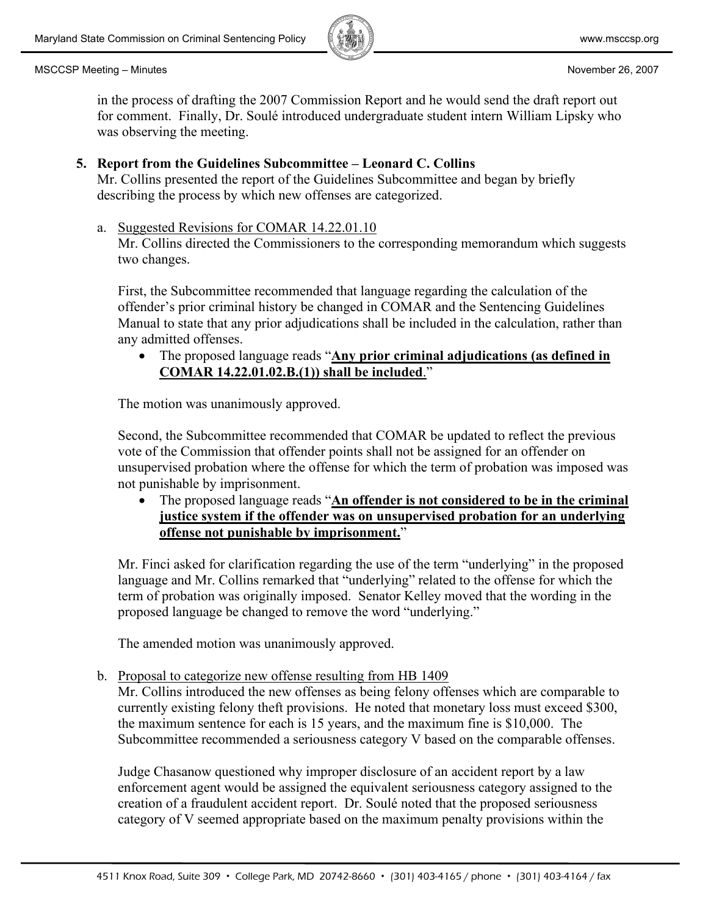in the process of drafting the 2007 Commission Report and he would send the draft report out for comment. Finally, Dr. Soulé introduced undergraduate student intern William Lipsky who was observing the meeting.

**5. Report from the Guidelines Subcommittee – Leonard C. Collins**

Mr. Collins presented the report of the Guidelines Subcommittee and began by briefly describing the process by which new offenses are categorized.

a. Suggested Revisions for COMAR 14.22.01.10

Mr. Collins directed the Commissioners to the corresponding memorandum which suggests two changes.

First, the Subcommittee recommended that language regarding the calculation of the offender's prior criminal history be changed in COMAR and the Sentencing Guidelines Manual to state that any prior adjudications shall be included in the calculation, rather than any admitted offenses.

- The proposed language reads "**Any prior criminal adjudications (as defined in COMAR 14.22.01.02.B.(1)) shall be included**."

The motion was unanimously approved.

Second, the Subcommittee recommended that COMAR be updated to reflect the previous vote of the Commission that offender points shall not be assigned for an offender on unsupervised probation where the offense for which the term of probation was imposed was not punishable by imprisonment.

- The proposed language reads "**An offender is not considered to be in the criminal justice system if the offender was on unsupervised probation for an underlying offense not punishable by imprisonment.**"

Mr. Finci asked for clarification regarding the use of the term "underlying" in the proposed language and Mr. Collins remarked that "underlying" related to the offense for which the term of probation was originally imposed. Senator Kelley moved that the wording in the proposed language be changed to remove the word "underlying."

The amended motion was unanimously approved.

b. Proposal to categorize new offense resulting from HB 1409

Mr. Collins introduced the new offenses as being felony offenses which are comparable to currently existing felony theft provisions. He noted that monetary loss must exceed $300, the maximum sentence for each is 15 years, and the maximum fine is $10,000. The Subcommittee recommended a seriousness category V based on the comparable offenses.

Judge Chasanow questioned why improper disclosure of an accident report by a law enforcement agent would be assigned the equivalent seriousness category assigned to the creation of a fraudulent accident report. Dr. Soulé noted that the proposed seriousness category of V seemed appropriate based on the maximum penalty provisions within the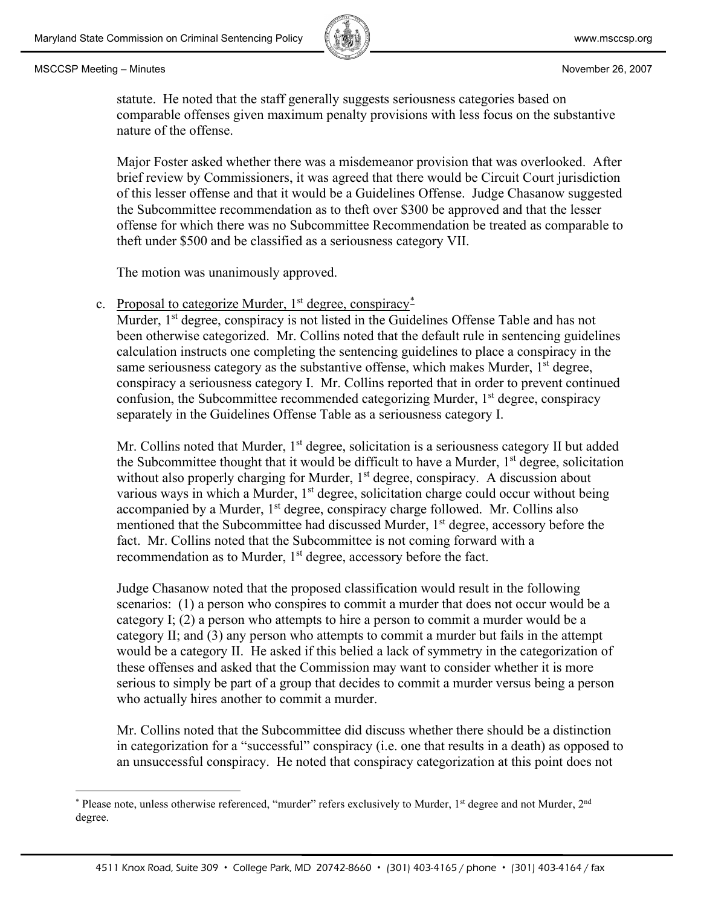statute. He noted that the staff generally suggests seriousness categories based on comparable offenses given maximum penalty provisions with less focus on the substantive nature of the offense.

Major Foster asked whether there was a misdemeanor provision that was overlooked. After brief review by Commissioners, it was agreed that there would be Circuit Court jurisdiction of this lesser offense and that it would be a Guidelines Offense. Judge Chasanow suggested the Subcommittee recommendation as to theft over $300 be approved and that the lesser offense for which there was no Subcommittee Recommendation be treated as comparable to theft under $500 and be classified as a seriousness category VII.

The motion was unanimously approved.

c. Proposal to categorize Murder, 1st degree, conspiracy*

Murder, 1st degree, conspiracy is not listed in the Guidelines Offense Table and has not been otherwise categorized. Mr. Collins noted that the default rule in sentencing guidelines calculation instructs one completing the sentencing guidelines to place a conspiracy in the same seriousness category as the substantive offense, which makes Murder, 1st degree, conspiracy a seriousness category I. Mr. Collins reported that in order to prevent continued confusion, the Subcommittee recommended categorizing Murder, 1st degree, conspiracy separately in the Guidelines Offense Table as a seriousness category I.

Mr. Collins noted that Murder, 1st degree, solicitation is a seriousness category II but added the Subcommittee thought that it would be difficult to have a Murder, 1st degree, solicitation without also properly charging for Murder, 1st degree, conspiracy. A discussion about various ways in which a Murder, 1st degree, solicitation charge could occur without being accompanied by a Murder, 1st degree, conspiracy charge followed. Mr. Collins also mentioned that the Subcommittee had discussed Murder, 1st degree, accessory before the fact. Mr. Collins noted that the Subcommittee is not coming forward with a recommendation as to Murder, 1st degree, accessory before the fact.

Judge Chasanow noted that the proposed classification would result in the following scenarios: (1) a person who conspires to commit a murder that does not occur would be a category I; (2) a person who attempts to hire a person to commit a murder would be a category II; and (3) any person who attempts to commit a murder but fails in the attempt would be a category II. He asked if this belied a lack of symmetry in the categorization of these offenses and asked that the Commission may want to consider whether it is more serious to simply be part of a group that decides to commit a murder versus being a person who actually hires another to commit a murder.

Mr. Collins noted that the Subcommittee did discuss whether there should be a distinction in categorization for a "successful" conspiracy (i.e. one that results in a death) as opposed to an unsuccessful conspiracy. He noted that conspiracy categorization at this point does not

---

* Please note, unless otherwise referenced, "murder" refers exclusively to Murder, 1st degree and not Murder, 2nd degree.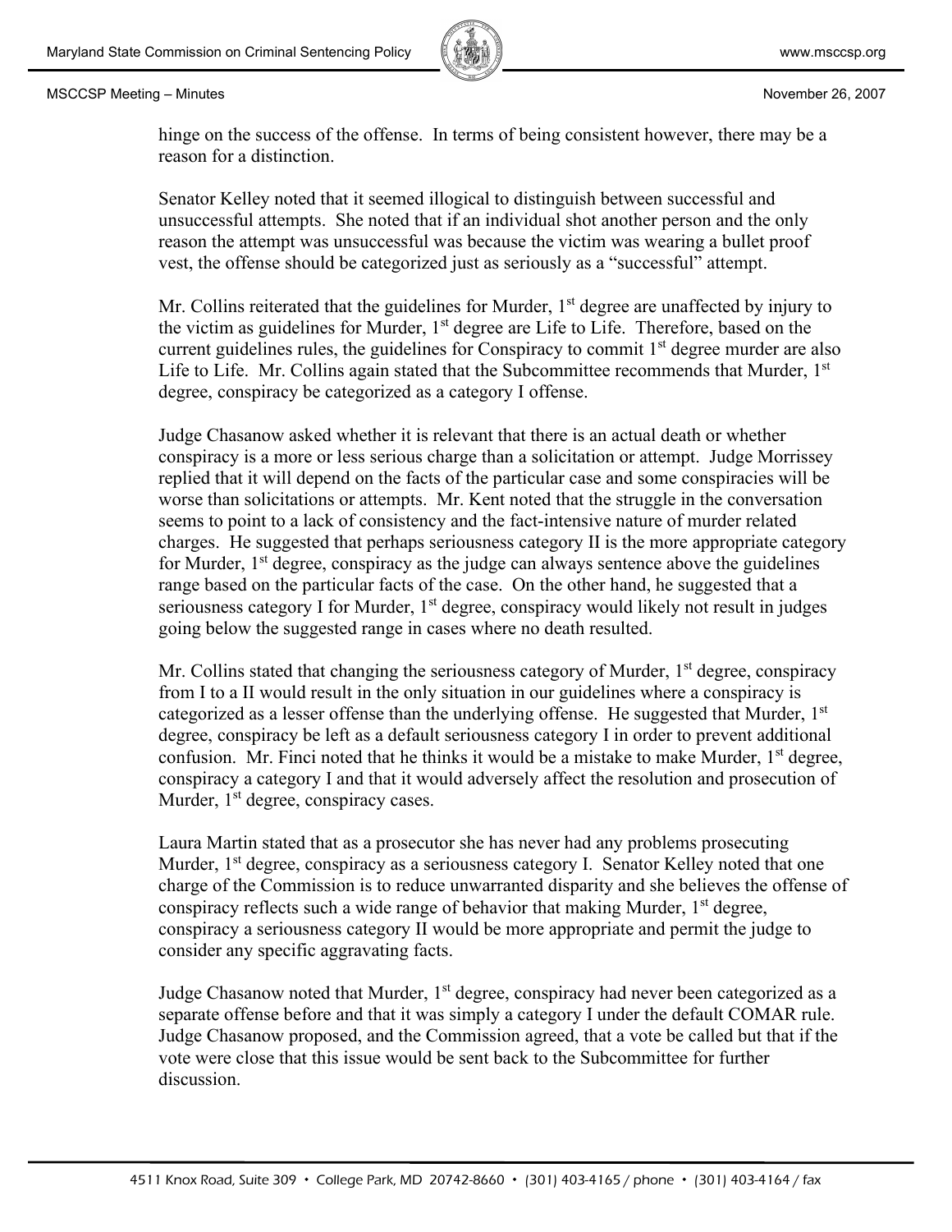hinge on the success of the offense. In terms of being consistent however, there may be a reason for a distinction.

Senator Kelley noted that it seemed illogical to distinguish between successful and unsuccessful attempts. She noted that if an individual shot another person and the only reason the attempt was unsuccessful was because the victim was wearing a bullet proof vest, the offense should be categorized just as seriously as a "successful" attempt.

Mr. Collins reiterated that the guidelines for Murder, 1st degree are unaffected by injury to the victim as guidelines for Murder, 1st degree are Life to Life. Therefore, based on the current guidelines rules, the guidelines for Conspiracy to commit 1st degree murder are also Life to Life. Mr. Collins again stated that the Subcommittee recommends that Murder, 1st degree, conspiracy be categorized as a category I offense.

Judge Chasanow asked whether it is relevant that there is an actual death or whether conspiracy is a more or less serious charge than a solicitation or attempt. Judge Morrissey replied that it will depend on the facts of the particular case and some conspiracies will be worse than solicitations or attempts. Mr. Kent noted that the struggle in the conversation seems to point to a lack of consistency and the fact-intensive nature of murder related charges. He suggested that perhaps seriousness category II is the more appropriate category for Murder, 1st degree, conspiracy as the judge can always sentence above the guidelines range based on the particular facts of the case. On the other hand, he suggested that a seriousness category I for Murder, 1st degree, conspiracy would likely not result in judges going below the suggested range in cases where no death resulted.

Mr. Collins stated that changing the seriousness category of Murder, 1st degree, conspiracy from I to a II would result in the only situation in our guidelines where a conspiracy is categorized as a lesser offense than the underlying offense. He suggested that Murder, 1st degree, conspiracy be left as a default seriousness category I in order to prevent additional confusion. Mr. Finci noted that he thinks it would be a mistake to make Murder, 1st degree, conspiracy a category I and that it would adversely affect the resolution and prosecution of Murder, 1st degree, conspiracy cases.

Laura Martin stated that as a prosecutor she has never had any problems prosecuting Murder, 1st degree, conspiracy as a seriousness category I. Senator Kelley noted that one charge of the Commission is to reduce unwarranted disparity and she believes the offense of conspiracy reflects such a wide range of behavior that making Murder, 1st degree, conspiracy a seriousness category II would be more appropriate and permit the judge to consider any specific aggravating facts.

Judge Chasanow noted that Murder, 1st degree, conspiracy had never been categorized as a separate offense before and that it was simply a category I under the default COMAR rule. Judge Chasanow proposed, and the Commission agreed, that a vote be called but that if the vote were close that this issue would be sent back to the Subcommittee for further discussion.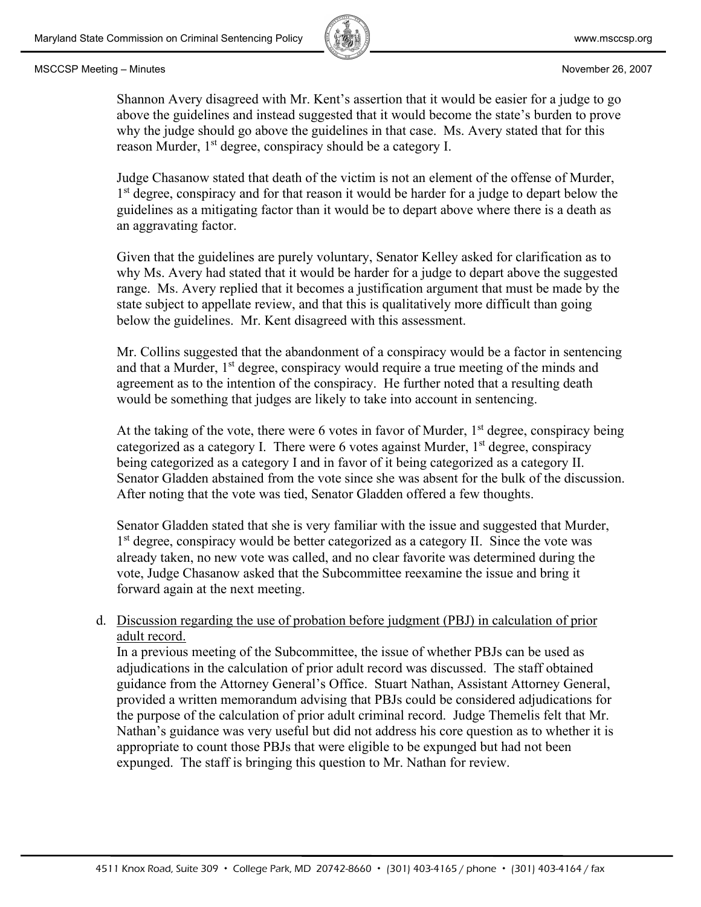Shannon Avery disagreed with Mr. Kent's assertion that it would be easier for a judge to go above the guidelines and instead suggested that it would become the state's burden to prove why the judge should go above the guidelines in that case. Ms. Avery stated that for this reason Murder, 1st degree, conspiracy should be a category I.

Judge Chasanow stated that death of the victim is not an element of the offense of Murder, 1st degree, conspiracy and for that reason it would be harder for a judge to depart below the guidelines as a mitigating factor than it would be to depart above where there is a death as an aggravating factor.

Given that the guidelines are purely voluntary, Senator Kelley asked for clarification as to why Ms. Avery had stated that it would be harder for a judge to depart above the suggested range. Ms. Avery replied that it becomes a justification argument that must be made by the state subject to appellate review, and that this is qualitatively more difficult than going below the guidelines. Mr. Kent disagreed with this assessment.

Mr. Collins suggested that the abandonment of a conspiracy would be a factor in sentencing and that a Murder, 1st degree, conspiracy would require a true meeting of the minds and agreement as to the intention of the conspiracy. He further noted that a resulting death would be something that judges are likely to take into account in sentencing.

At the taking of the vote, there were 6 votes in favor of Murder, 1st degree, conspiracy being categorized as a category I. There were 6 votes against Murder, 1st degree, conspiracy being categorized as a category I and in favor of it being categorized as a category II. Senator Gladden abstained from the vote since she was absent for the bulk of the discussion. After noting that the vote was tied, Senator Gladden offered a few thoughts.

Senator Gladden stated that she is very familiar with the issue and suggested that Murder, 1st degree, conspiracy would be better categorized as a category II. Since the vote was already taken, no new vote was called, and no clear favorite was determined during the vote, Judge Chasanow asked that the Subcommittee reexamine the issue and bring it forward again at the next meeting.

d. Discussion regarding the use of probation before judgment (PBJ) in calculation of prior adult record.

In a previous meeting of the Subcommittee, the issue of whether PBJs can be used as adjudications in the calculation of prior adult record was discussed. The staff obtained guidance from the Attorney General's Office. Stuart Nathan, Assistant Attorney General, provided a written memorandum advising that PBJs could be considered adjudications for the purpose of the calculation of prior adult criminal record. Judge Themelis felt that Mr. Nathan's guidance was very useful but did not address his core question as to whether it is appropriate to count those PBJs that were eligible to be expunged but had not been expunged. The staff is bringing this question to Mr. Nathan for review.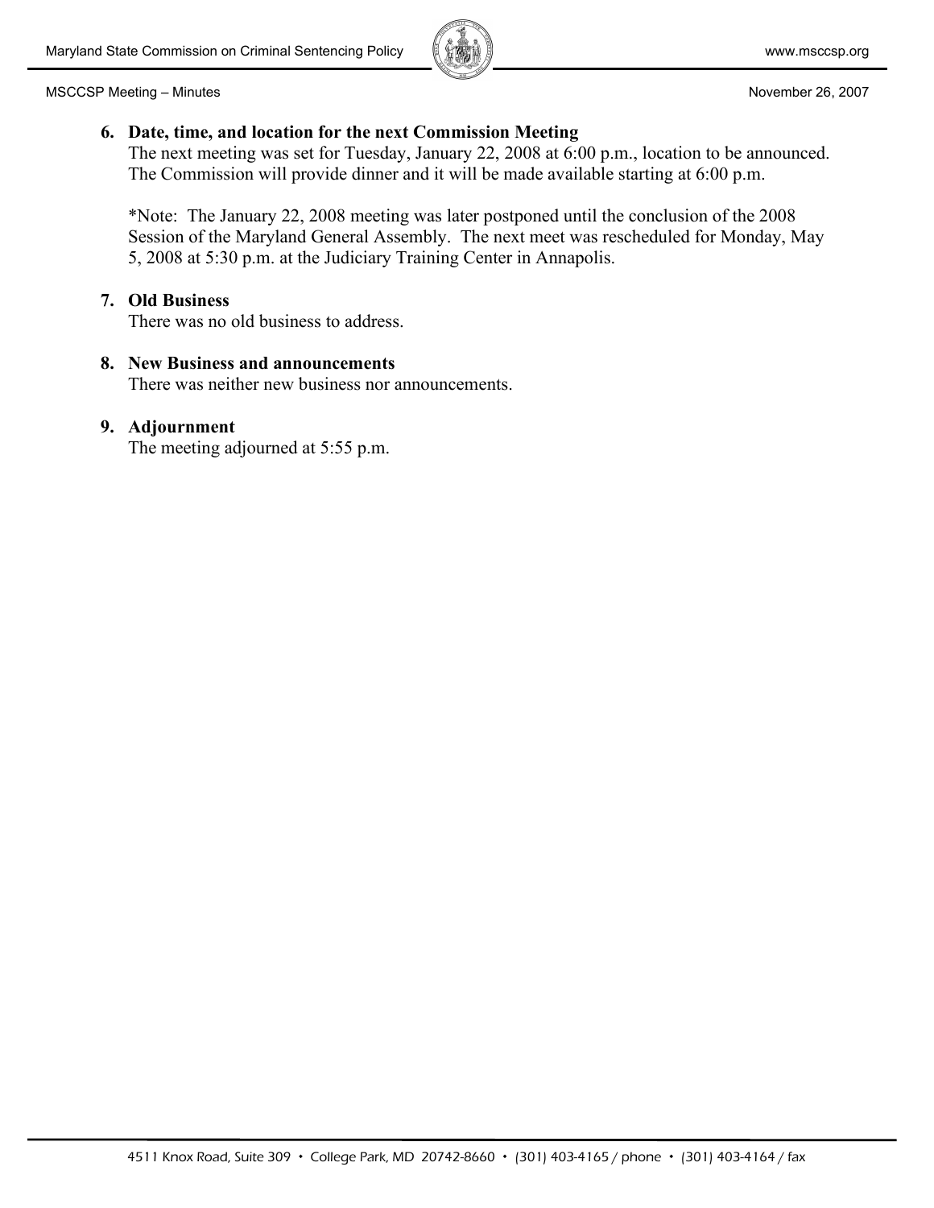6. **Date, time, and location for the next Commission Meeting**

   The next meeting was set for Tuesday, January 22, 2008 at 6:00 p.m., location to be announced. The Commission will provide dinner and it will be made available starting at 6:00 p.m.

   *Note: The January 22, 2008 meeting was later postponed until the conclusion of the 2008 Session of the Maryland General Assembly. The next meet was rescheduled for Monday, May 5, 2008 at 5:30 p.m. at the Judiciary Training Center in Annapolis.

7. **Old Business**

   There was no old business to address.

8. **New Business and announcements**

   There was neither new business nor announcements.

9. **Adjournment**

   The meeting adjourned at 5:55 p.m.